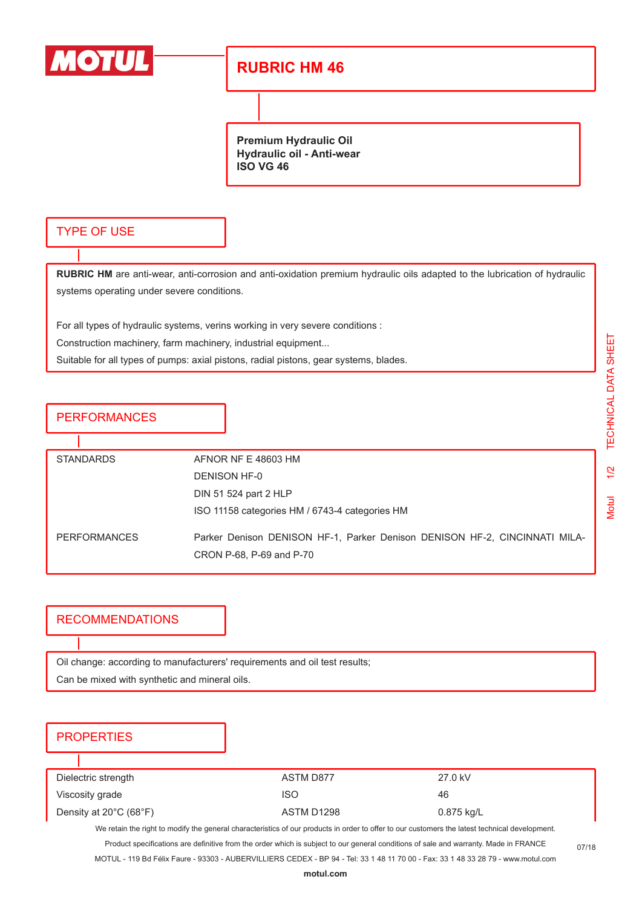# RUBRIC HM 46

**Premium Hydraulic Oil**
**Hydraulic oil - Anti-wear**
**ISO VG 46**

## TYPE OF USE

**RUBRIC HM** are anti-wear, anti-corrosion and anti-oxidation premium hydraulic oils adapted to the lubrication of hydraulic systems operating under severe conditions.

For all types of hydraulic systems, verins working in very severe conditions :
Construction machinery, farm machinery, industrial equipment...
Suitable for all types of pumps: axial pistons, radial pistons, gear systems, blades.

## PERFORMANCES

| | |
|---|---|
| STANDARDS | AFNOR NF E 48603 HM<br>DENISON HF-0<br>DIN 51 524 part 2 HLP<br>ISO 11158 categories HM / 6743-4 categories HM |
| PERFORMANCES | Parker Denison DENISON HF-1, Parker Denison DENISON HF-2, CINCINNATI MILACRON P-68, P-69 and P-70 |

## RECOMMENDATIONS

Oil change: according to manufacturers' requirements and oil test results;
Can be mixed with synthetic and mineral oils.

## PROPERTIES

| | | |
|---|---|---|
| Dielectric strength | ASTM D877 | 27.0 kV |
| Viscosity grade | ISO | 46 |
| Density at 20°C (68°F) | ASTM D1298 | 0.875 kg/L |

We retain the right to modify the general characteristics of our products in order to offer to our customers the latest technical development.
Product specifications are definitive from the order which is subject to our general conditions of sale and warranty. Made in FRANCE
MOTUL - 119 Bd Félix Faure - 93303 - AUBERVILLIERS CEDEX - BP 94 - Tel: 33 1 48 11 70 00 - Fax: 33 1 48 33 28 79 - www.motul.com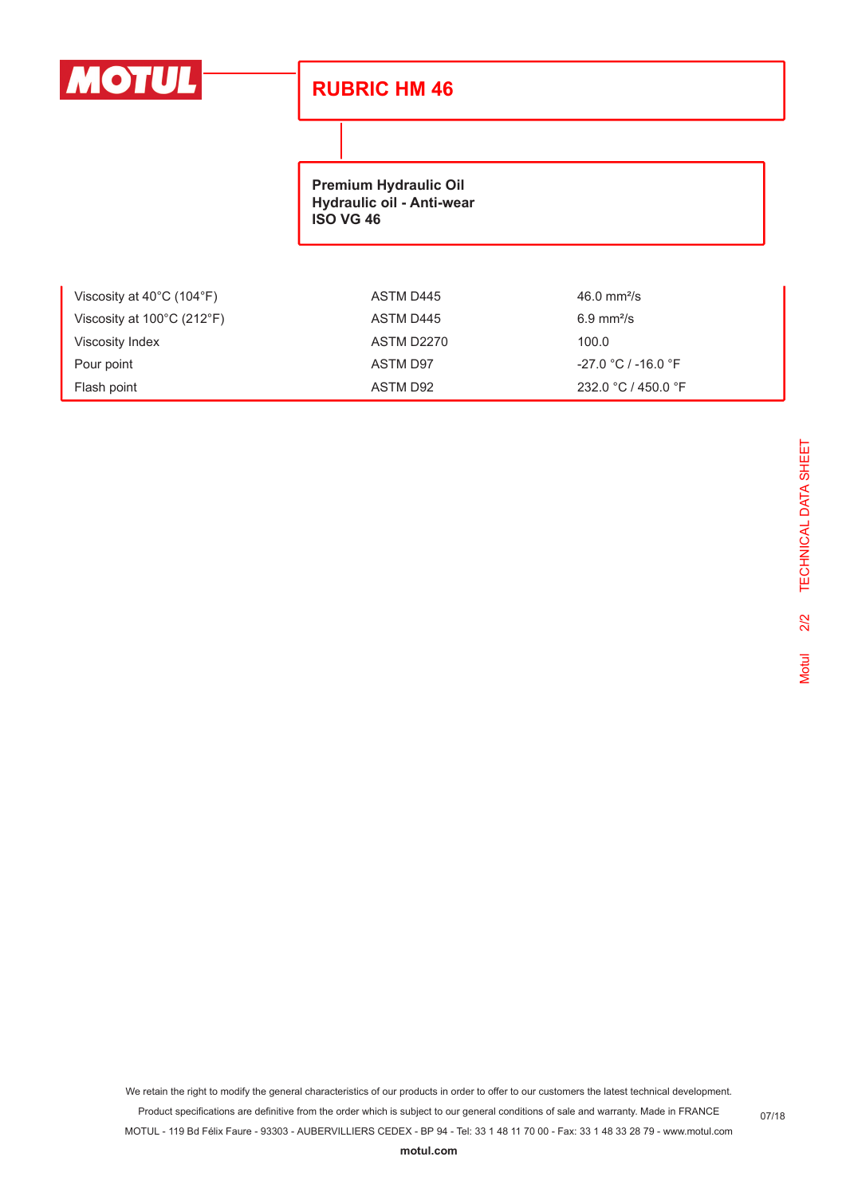# RUBRIC HM 46

**Premium Hydraulic Oil**
**Hydraulic oil - Anti-wear**
**ISO VG 46**

| | | |
|---|---|---|
| Viscosity at 40°C (104°F) | ASTM D445 | 46.0 mm²/s |
| Viscosity at 100°C (212°F) | ASTM D445 | 6.9 mm²/s |
| Viscosity Index | ASTM D2270 | 100.0 |
| Pour point | ASTM D97 | -27.0 °C / -16.0 °F |
| Flash point | ASTM D92 | 232.0 °C / 450.0 °F |

We retain the right to modify the general characteristics of our products in order to offer to our customers the latest technical development.
Product specifications are definitive from the order which is subject to our general conditions of sale and warranty. Made in FRANCE
MOTUL - 119 Bd Félix Faure - 93303 - AUBERVILLIERS CEDEX - BP 94 - Tel: 33 1 48 11 70 00 - Fax: 33 1 48 33 28 79 - www.motul.com

**motul.com**

07/18